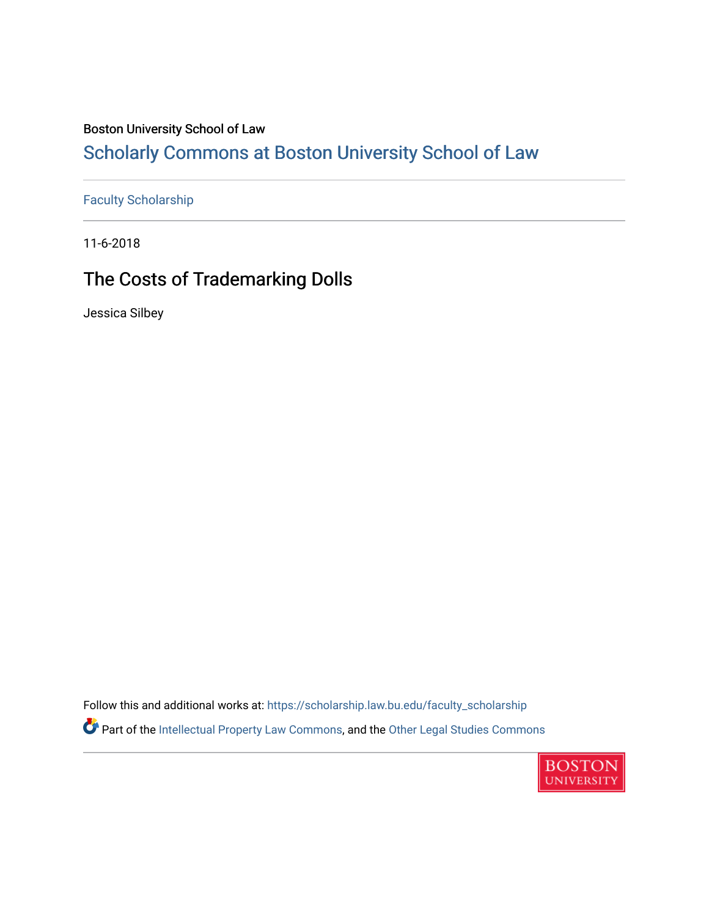Boston University School of Law

# Scholarly Commons at Boston University School of Law

Faculty Scholarship

11-6-2018

## The Costs of Trademarking Dolls

Jessica Silbey

Follow this and additional works at: https://scholarship.law.bu.edu/faculty_scholarship

Part of the Intellectual Property Law Commons, and the Other Legal Studies Commons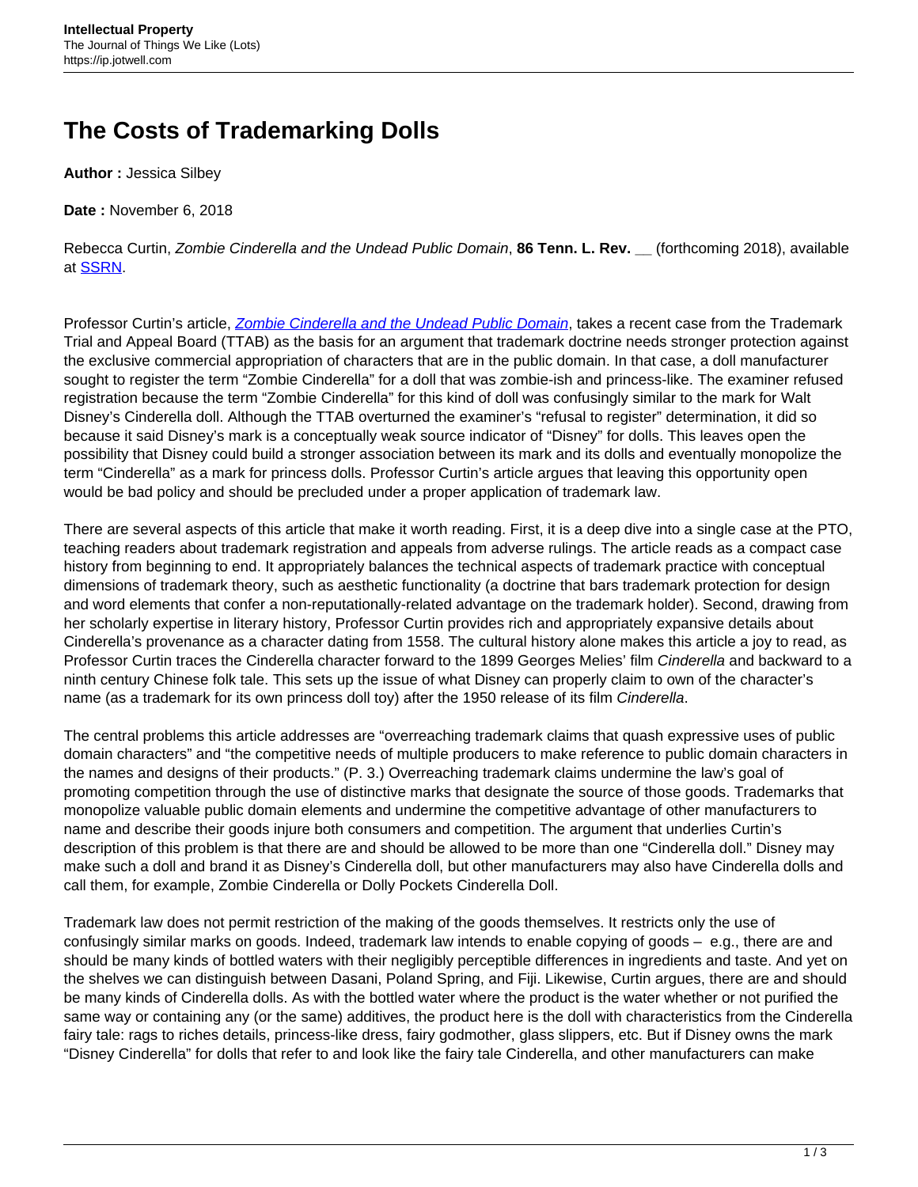# The Costs of Trademarking Dolls

**Author :** Jessica Silbey

**Date :** November 6, 2018

Rebecca Curtin, *Zombie Cinderella and the Undead Public Domain*, **86 Tenn. L. Rev. __** (forthcoming 2018), available at [SSRN](SSRN).

Professor Curtin's article, [*Zombie Cinderella and the Undead Public Domain*](Zombie Cinderella and the Undead Public Domain), takes a recent case from the Trademark Trial and Appeal Board (TTAB) as the basis for an argument that trademark doctrine needs stronger protection against the exclusive commercial appropriation of characters that are in the public domain. In that case, a doll manufacturer sought to register the term "Zombie Cinderella" for a doll that was zombie-ish and princess-like. The examiner refused registration because the term "Zombie Cinderella" for this kind of doll was confusingly similar to the mark for Walt Disney's Cinderella doll. Although the TTAB overturned the examiner's "refusal to register" determination, it did so because it said Disney's mark is a conceptually weak source indicator of "Disney" for dolls. This leaves open the possibility that Disney could build a stronger association between its mark and its dolls and eventually monopolize the term "Cinderella" as a mark for princess dolls. Professor Curtin's article argues that leaving this opportunity open would be bad policy and should be precluded under a proper application of trademark law.

There are several aspects of this article that make it worth reading. First, it is a deep dive into a single case at the PTO, teaching readers about trademark registration and appeals from adverse rulings. The article reads as a compact case history from beginning to end. It appropriately balances the technical aspects of trademark practice with conceptual dimensions of trademark theory, such as aesthetic functionality (a doctrine that bars trademark protection for design and word elements that confer a non-reputationally-related advantage on the trademark holder). Second, drawing from her scholarly expertise in literary history, Professor Curtin provides rich and appropriately expansive details about Cinderella's provenance as a character dating from 1558. The cultural history alone makes this article a joy to read, as Professor Curtin traces the Cinderella character forward to the 1899 Georges Melies' film *Cinderella* and backward to a ninth century Chinese folk tale. This sets up the issue of what Disney can properly claim to own of the character's name (as a trademark for its own princess doll toy) after the 1950 release of its film *Cinderella*.

The central problems this article addresses are "overreaching trademark claims that quash expressive uses of public domain characters" and "the competitive needs of multiple producers to make reference to public domain characters in the names and designs of their products." (P. 3.) Overreaching trademark claims undermine the law's goal of promoting competition through the use of distinctive marks that designate the source of those goods. Trademarks that monopolize valuable public domain elements and undermine the competitive advantage of other manufacturers to name and describe their goods injure both consumers and competition. The argument that underlies Curtin's description of this problem is that there are and should be allowed to be more than one "Cinderella doll." Disney may make such a doll and brand it as Disney's Cinderella doll, but other manufacturers may also have Cinderella dolls and call them, for example, Zombie Cinderella or Dolly Pockets Cinderella Doll.

Trademark law does not permit restriction of the making of the goods themselves. It restricts only the use of confusingly similar marks on goods. Indeed, trademark law intends to enable copying of goods – e.g., there are and should be many kinds of bottled waters with their negligibly perceptible differences in ingredients and taste. And yet on the shelves we can distinguish between Dasani, Poland Spring, and Fiji. Likewise, Curtin argues, there are and should be many kinds of Cinderella dolls. As with the bottled water where the product is the water whether or not purified the same way or containing any (or the same) additives, the product here is the doll with characteristics from the Cinderella fairy tale: rags to riches details, princess-like dress, fairy godmother, glass slippers, etc. But if Disney owns the mark "Disney Cinderella" for dolls that refer to and look like the fairy tale Cinderella, and other manufacturers can make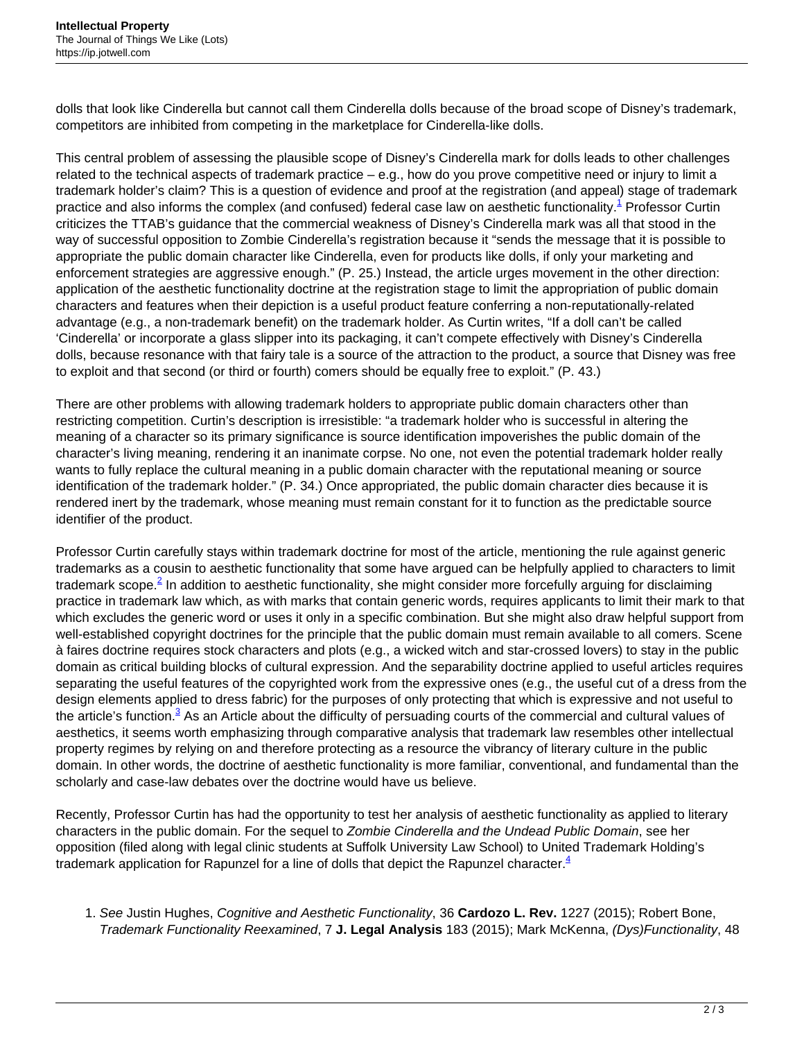dolls that look like Cinderella but cannot call them Cinderella dolls because of the broad scope of Disney's trademark, competitors are inhibited from competing in the marketplace for Cinderella-like dolls.

This central problem of assessing the plausible scope of Disney's Cinderella mark for dolls leads to other challenges related to the technical aspects of trademark practice – e.g., how do you prove competitive need or injury to limit a trademark holder's claim? This is a question of evidence and proof at the registration (and appeal) stage of trademark practice and also informs the complex (and confused) federal case law on aesthetic functionality.[1] Professor Curtin criticizes the TTAB's guidance that the commercial weakness of Disney's Cinderella mark was all that stood in the way of successful opposition to Zombie Cinderella's registration because it "sends the message that it is possible to appropriate the public domain character like Cinderella, even for products like dolls, if only your marketing and enforcement strategies are aggressive enough." (P. 25.) Instead, the article urges movement in the other direction: application of the aesthetic functionality doctrine at the registration stage to limit the appropriation of public domain characters and features when their depiction is a useful product feature conferring a non-reputationally-related advantage (e.g., a non-trademark benefit) on the trademark holder. As Curtin writes, "If a doll can't be called 'Cinderella' or incorporate a glass slipper into its packaging, it can't compete effectively with Disney's Cinderella dolls, because resonance with that fairy tale is a source of the attraction to the product, a source that Disney was free to exploit and that second (or third or fourth) comers should be equally free to exploit." (P. 43.)

There are other problems with allowing trademark holders to appropriate public domain characters other than restricting competition. Curtin's description is irresistible: "a trademark holder who is successful in altering the meaning of a character so its primary significance is source identification impoverishes the public domain of the character's living meaning, rendering it an inanimate corpse. No one, not even the potential trademark holder really wants to fully replace the cultural meaning in a public domain character with the reputational meaning or source identification of the trademark holder." (P. 34.) Once appropriated, the public domain character dies because it is rendered inert by the trademark, whose meaning must remain constant for it to function as the predictable source identifier of the product.

Professor Curtin carefully stays within trademark doctrine for most of the article, mentioning the rule against generic trademarks as a cousin to aesthetic functionality that some have argued can be helpfully applied to characters to limit trademark scope.[2] In addition to aesthetic functionality, she might consider more forcefully arguing for disclaiming practice in trademark law which, as with marks that contain generic words, requires applicants to limit their mark to that which excludes the generic word or uses it only in a specific combination. But she might also draw helpful support from well-established copyright doctrines for the principle that the public domain must remain available to all comers. Scene à faires doctrine requires stock characters and plots (e.g., a wicked witch and star-crossed lovers) to stay in the public domain as critical building blocks of cultural expression. And the separability doctrine applied to useful articles requires separating the useful features of the copyrighted work from the expressive ones (e.g., the useful cut of a dress from the design elements applied to dress fabric) for the purposes of only protecting that which is expressive and not useful to the article's function.[3] As an Article about the difficulty of persuading courts of the commercial and cultural values of aesthetics, it seems worth emphasizing through comparative analysis that trademark law resembles other intellectual property regimes by relying on and therefore protecting as a resource the vibrancy of literary culture in the public domain. In other words, the doctrine of aesthetic functionality is more familiar, conventional, and fundamental than the scholarly and case-law debates over the doctrine would have us believe.

Recently, Professor Curtin has had the opportunity to test her analysis of aesthetic functionality as applied to literary characters in the public domain. For the sequel to *Zombie Cinderella and the Undead Public Domain*, see her opposition (filed along with legal clinic students at Suffolk University Law School) to United Trademark Holding's trademark application for Rapunzel for a line of dolls that depict the Rapunzel character.[4]

1. *See* Justin Hughes, *Cognitive and Aesthetic Functionality*, 36 **Cardozo L. Rev.** 1227 (2015); Robert Bone, *Trademark Functionality Reexamined*, 7 **J. Legal Analysis** 183 (2015); Mark McKenna, *(Dys)Functionality*, 48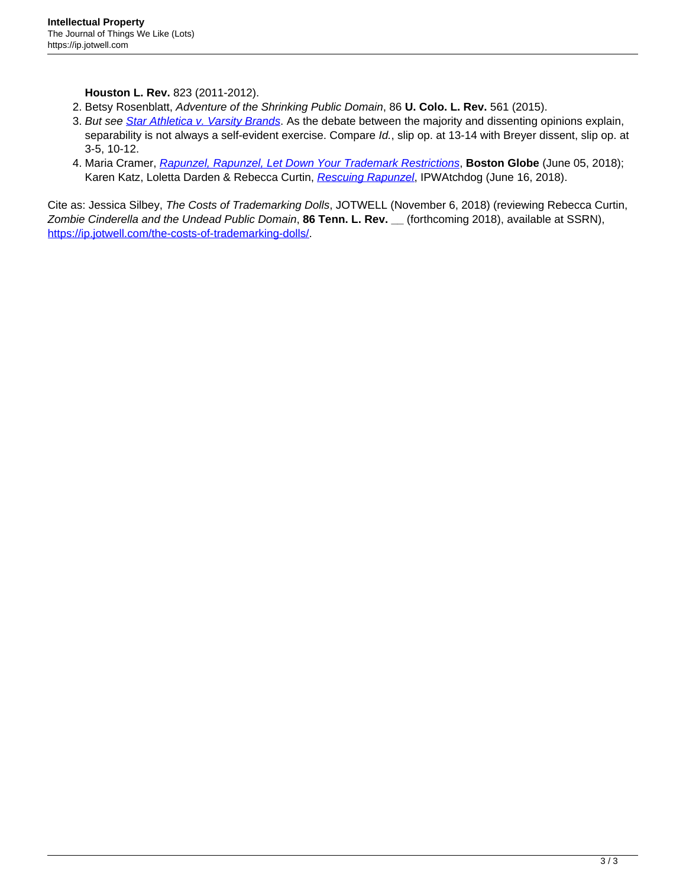**Houston L. Rev.** 823 (2011-2012).

2. Betsy Rosenblatt, *Adventure of the Shrinking Public Domain*, 86 **U. Colo. L. Rev.** 561 (2015).
3. *But see* [Star Athletica v. Varsity Brands](). As the debate between the majority and dissenting opinions explain, separability is not always a self-evident exercise. Compare *Id.*, slip op. at 13-14 with Breyer dissent, slip op. at 3-5, 10-12.
4. Maria Cramer, [*Rapunzel, Rapunzel, Let Down Your Trademark Restrictions*](), **Boston Globe** (June 05, 2018); Karen Katz, Loletta Darden & Rebecca Curtin, [*Rescuing Rapunzel*](), IPWAtchdog (June 16, 2018).

Cite as: Jessica Silbey, *The Costs of Trademarking Dolls*, JOTWELL (November 6, 2018) (reviewing Rebecca Curtin, *Zombie Cinderella and the Undead Public Domain*, **86 Tenn. L. Rev.** __ (forthcoming 2018), available at SSRN), https://ip.jotwell.com/the-costs-of-trademarking-dolls/.